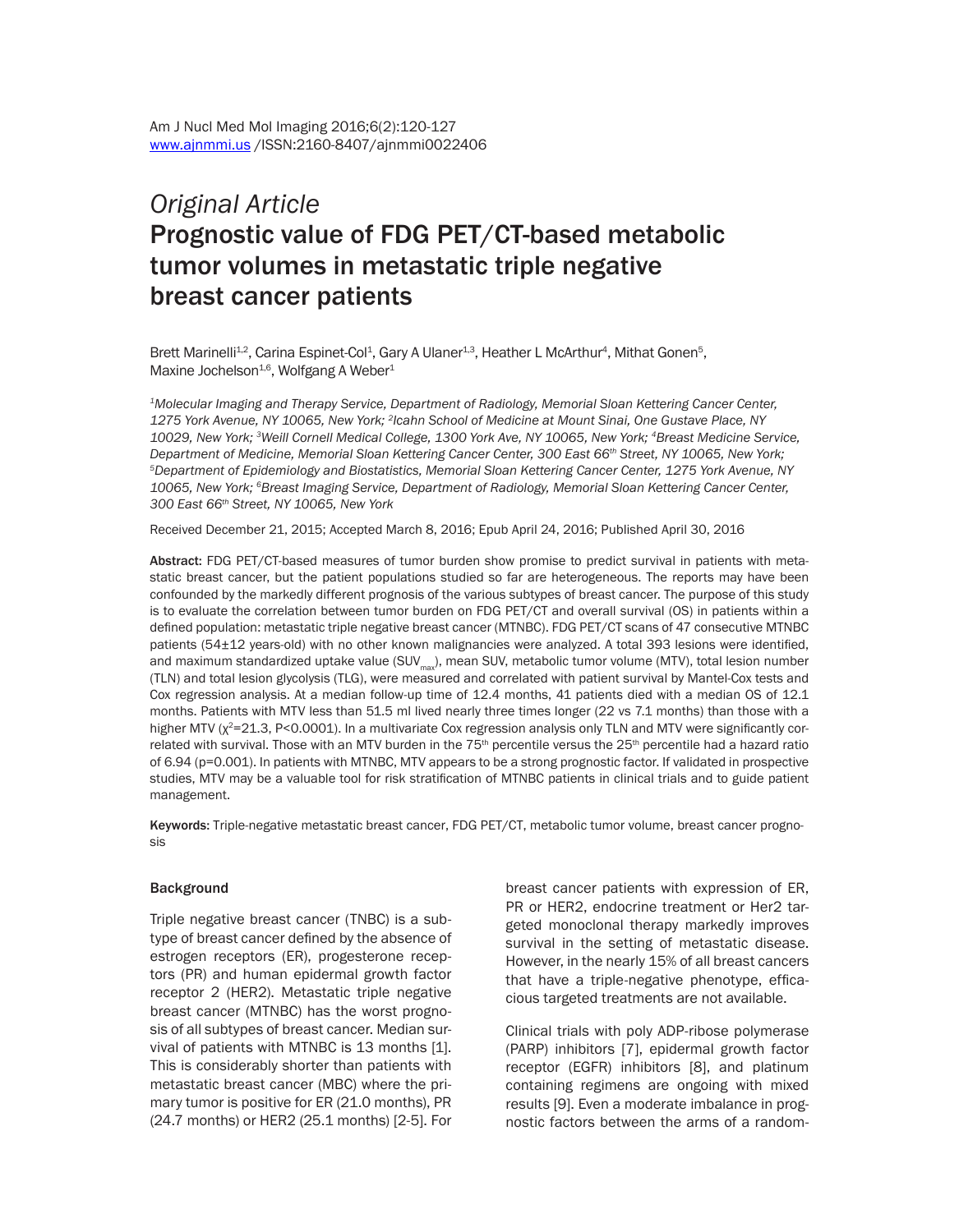*Original Article*

# Prognostic value of FDG PET/CT-based metabolic tumor volumes in metastatic triple negative breast cancer patients

Brett Marinelli[1,2], Carina Espinet-Col[1], Gary A Ulaner[1,3], Heather L McArthur[4], Mithat Gonen[5], Maxine Jochelson[1,6], Wolfgang A Weber[1]

*[1]Molecular Imaging and Therapy Service, Department of Radiology, Memorial Sloan Kettering Cancer Center, 1275 York Avenue, NY 10065, New York; [2]Icahn School of Medicine at Mount Sinai, One Gustave Place, NY 10029, New York; [3]Weill Cornell Medical College, 1300 York Ave, NY 10065, New York; [4]Breast Medicine Service, Department of Medicine, Memorial Sloan Kettering Cancer Center, 300 East 66th Street, NY 10065, New York; [5]Department of Epidemiology and Biostatistics, Memorial Sloan Kettering Cancer Center, 1275 York Avenue, NY 10065, New York; [6]Breast Imaging Service, Department of Radiology, Memorial Sloan Kettering Cancer Center, 300 East 66th Street, NY 10065, New York*

Received December 21, 2015; Accepted March 8, 2016; Epub April 24, 2016; Published April 30, 2016

**Abstract:** FDG PET/CT-based measures of tumor burden show promise to predict survival in patients with metastatic breast cancer, but the patient populations studied so far are heterogeneous. The reports may have been confounded by the markedly different prognosis of the various subtypes of breast cancer. The purpose of this study is to evaluate the correlation between tumor burden on FDG PET/CT and overall survival (OS) in patients within a defined population: metastatic triple negative breast cancer (MTNBC). FDG PET/CT scans of 47 consecutive MTNBC patients (54±12 years-old) with no other known malignancies were analyzed. A total 393 lesions were identified, and maximum standardized uptake value ($SUV_{max}$), mean SUV, metabolic tumor volume (MTV), total lesion number (TLN) and total lesion glycolysis (TLG), were measured and correlated with patient survival by Mantel-Cox tests and Cox regression analysis. At a median follow-up time of 12.4 months, 41 patients died with a median OS of 12.1 months. Patients with MTV less than 51.5 ml lived nearly three times longer (22 vs 7.1 months) than those with a higher MTV ($\chi^2$=21.3, P<0.0001). In a multivariate Cox regression analysis only TLN and MTV were significantly correlated with survival. Those with an MTV burden in the 75th percentile versus the 25th percentile had a hazard ratio of 6.94 (p=0.001). In patients with MTNBC, MTV appears to be a strong prognostic factor. If validated in prospective studies, MTV may be a valuable tool for risk stratification of MTNBC patients in clinical trials and to guide patient management.

**Keywords:** Triple-negative metastatic breast cancer, FDG PET/CT, metabolic tumor volume, breast cancer prognosis

## Background

Triple negative breast cancer (TNBC) is a subtype of breast cancer defined by the absence of estrogen receptors (ER), progesterone receptors (PR) and human epidermal growth factor receptor 2 (HER2). Metastatic triple negative breast cancer (MTNBC) has the worst prognosis of all subtypes of breast cancer. Median survival of patients with MTNBC is 13 months [1]. This is considerably shorter than patients with metastatic breast cancer (MBC) where the primary tumor is positive for ER (21.0 months), PR (24.7 months) or HER2 (25.1 months) [2-5]. For breast cancer patients with expression of ER, PR or HER2, endocrine treatment or Her2 targeted monoclonal therapy markedly improves survival in the setting of metastatic disease. However, in the nearly 15% of all breast cancers that have a triple-negative phenotype, efficacious targeted treatments are not available.

Clinical trials with poly ADP-ribose polymerase (PARP) inhibitors [7], epidermal growth factor receptor (EGFR) inhibitors [8], and platinum containing regimens are ongoing with mixed results [9]. Even a moderate imbalance in prognostic factors between the arms of a random-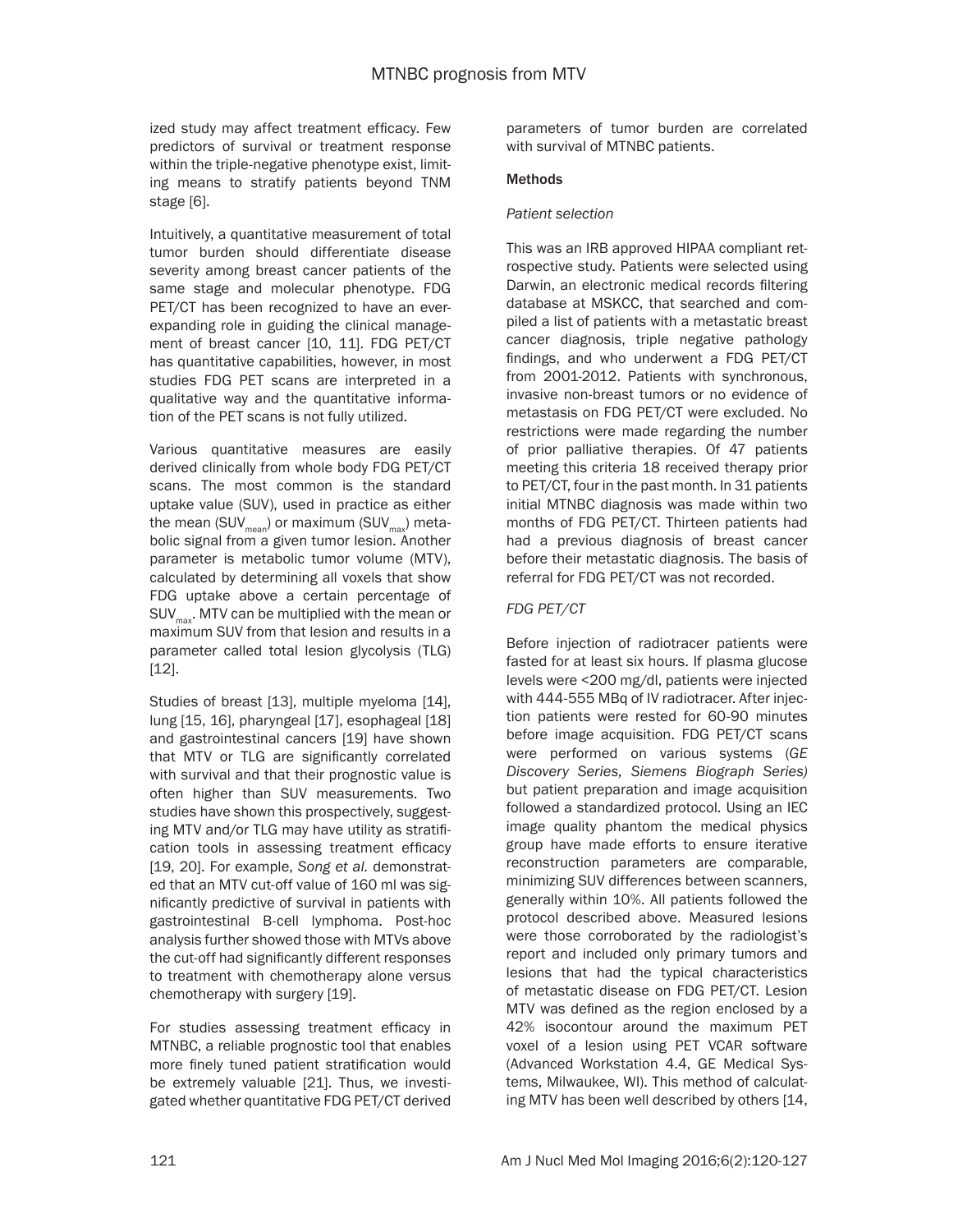ized study may affect treatment efficacy. Few predictors of survival or treatment response within the triple-negative phenotype exist, limiting means to stratify patients beyond TNM stage [6].

Intuitively, a quantitative measurement of total tumor burden should differentiate disease severity among breast cancer patients of the same stage and molecular phenotype. FDG PET/CT has been recognized to have an ever-expanding role in guiding the clinical management of breast cancer [10, 11]. FDG PET/CT has quantitative capabilities, however, in most studies FDG PET scans are interpreted in a qualitative way and the quantitative information of the PET scans is not fully utilized.

Various quantitative measures are easily derived clinically from whole body FDG PET/CT scans. The most common is the standard uptake value (SUV), used in practice as either the mean ($SUV_{mean}$) or maximum ($SUV_{max}$) metabolic signal from a given tumor lesion. Another parameter is metabolic tumor volume (MTV), calculated by determining all voxels that show FDG uptake above a certain percentage of $SUV_{max}$. MTV can be multiplied with the mean or maximum SUV from that lesion and results in a parameter called total lesion glycolysis (TLG) [12].

Studies of breast [13], multiple myeloma [14], lung [15, 16], pharyngeal [17], esophageal [18] and gastrointestinal cancers [19] have shown that MTV or TLG are significantly correlated with survival and that their prognostic value is often higher than SUV measurements. Two studies have shown this prospectively, suggesting MTV and/or TLG may have utility as stratification tools in assessing treatment efficacy [19, 20]. For example, *Song et al.* demonstrated that an MTV cut-off value of 160 ml was significantly predictive of survival in patients with gastrointestinal B-cell lymphoma. Post-hoc analysis further showed those with MTVs above the cut-off had significantly different responses to treatment with chemotherapy alone versus chemotherapy with surgery [19].

For studies assessing treatment efficacy in MTNBC, a reliable prognostic tool that enables more finely tuned patient stratification would be extremely valuable [21]. Thus, we investigated whether quantitative FDG PET/CT derived parameters of tumor burden are correlated with survival of MTNBC patients.

## Methods

### *Patient selection*

This was an IRB approved HIPAA compliant retrospective study. Patients were selected using Darwin, an electronic medical records filtering database at MSKCC, that searched and compiled a list of patients with a metastatic breast cancer diagnosis, triple negative pathology findings, and who underwent a FDG PET/CT from 2001-2012. Patients with synchronous, invasive non-breast tumors or no evidence of metastasis on FDG PET/CT were excluded. No restrictions were made regarding the number of prior palliative therapies. Of 47 patients meeting this criteria 18 received therapy prior to PET/CT, four in the past month. In 31 patients initial MTNBC diagnosis was made within two months of FDG PET/CT. Thirteen patients had had a previous diagnosis of breast cancer before their metastatic diagnosis. The basis of referral for FDG PET/CT was not recorded.

### *FDG PET/CT*

Before injection of radiotracer patients were fasted for at least six hours. If plasma glucose levels were <200 mg/dl, patients were injected with 444-555 MBq of IV radiotracer. After injection patients were rested for 60-90 minutes before image acquisition. FDG PET/CT scans were performed on various systems (*GE Discovery Series, Siemens Biograph Series)* but patient preparation and image acquisition followed a standardized protocol. Using an IEC image quality phantom the medical physics group have made efforts to ensure iterative reconstruction parameters are comparable, minimizing SUV differences between scanners, generally within 10%. All patients followed the protocol described above. Measured lesions were those corroborated by the radiologist's report and included only primary tumors and lesions that had the typical characteristics of metastatic disease on FDG PET/CT. Lesion MTV was defined as the region enclosed by a 42% isocontour around the maximum PET voxel of a lesion using PET VCAR software (Advanced Workstation 4.4, GE Medical Systems, Milwaukee, WI). This method of calculating MTV has been well described by others [14,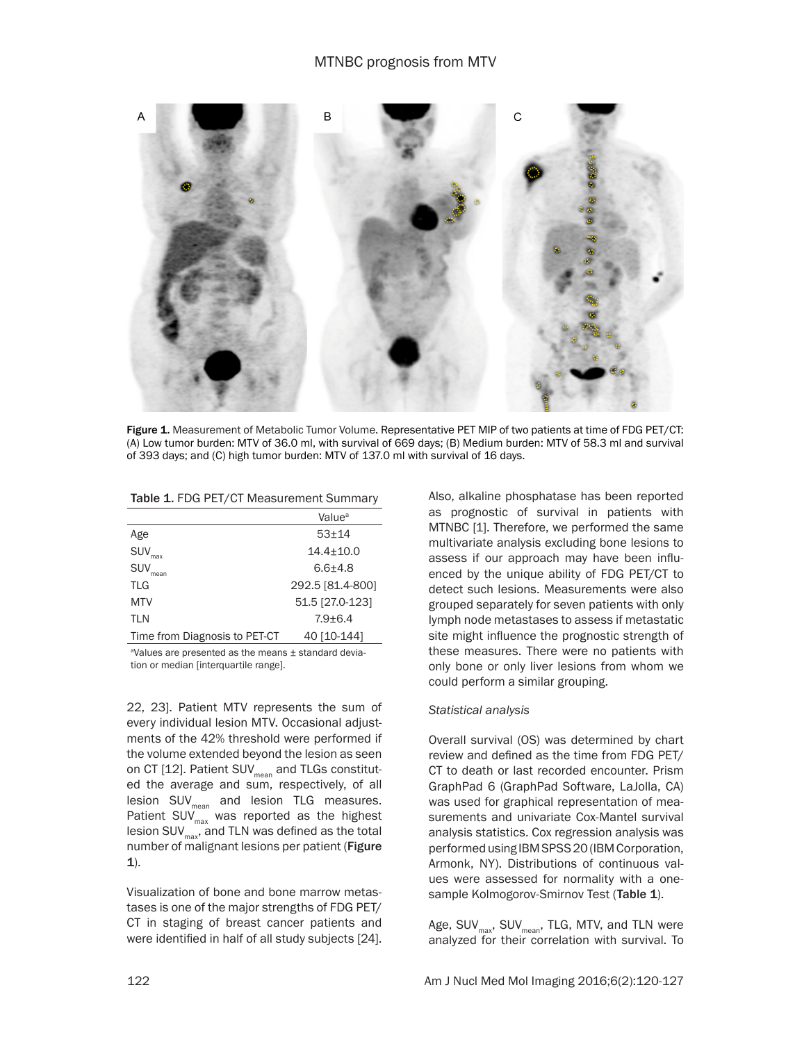Figure 1. Measurement of Metabolic Tumor Volume. Representative PET MIP of two patients at time of FDG PET/CT: (A) Low tumor burden: MTV of 36.0 ml, with survival of 669 days; (B) Medium burden: MTV of 58.3 ml and survival of 393 days; and (C) high tumor burden: MTV of 137.0 ml with survival of 16 days.

Table 1. FDG PET/CT Measurement Summary

| | Value[a] |
|---|---|
| Age | 53±14 |
| $SUV_{max}$ | 14.4±10.0 |
| $SUV_{mean}$ | 6.6±4.8 |
| TLG | 292.5 [81.4-800] |
| MTV | 51.5 [27.0-123] |
| TLN | 7.9±6.4 |
| Time from Diagnosis to PET-CT | 40 [10-144] |

[a]Values are presented as the means ± standard deviation or median [interquartile range].

22, 23]. Patient MTV represents the sum of every individual lesion MTV. Occasional adjustments of the 42% threshold were performed if the volume extended beyond the lesion as seen on CT [12]. Patient $SUV_{mean}$ and TLGs constituted the average and sum, respectively, of all lesion $SUV_{mean}$ and lesion TLG measures. Patient $SUV_{max}$ was reported as the highest lesion $SUV_{max}$, and TLN was defined as the total number of malignant lesions per patient (**Figure 1**).

Visualization of bone and bone marrow metastases is one of the major strengths of FDG PET/CT in staging of breast cancer patients and were identified in half of all study subjects [24]. Also, alkaline phosphatase has been reported as prognostic of survival in patients with MTNBC [1]. Therefore, we performed the same multivariate analysis excluding bone lesions to assess if our approach may have been influenced by the unique ability of FDG PET/CT to detect such lesions. Measurements were also grouped separately for seven patients with only lymph node metastases to assess if metastatic site might influence the prognostic strength of these measures. There were no patients with only bone or only liver lesions from whom we could perform a similar grouping.

*Statistical analysis*

Overall survival (OS) was determined by chart review and defined as the time from FDG PET/CT to death or last recorded encounter. Prism GraphPad 6 (GraphPad Software, LaJolla, CA) was used for graphical representation of measurements and univariate Cox-Mantel survival analysis statistics. Cox regression analysis was performed using IBM SPSS 20 (IBM Corporation, Armonk, NY). Distributions of continuous values were assessed for normality with a one-sample Kolmogorov-Smirnov Test (**Table 1**).

Age, $SUV_{max}$, $SUV_{mean}$, TLG, MTV, and TLN were analyzed for their correlation with survival. To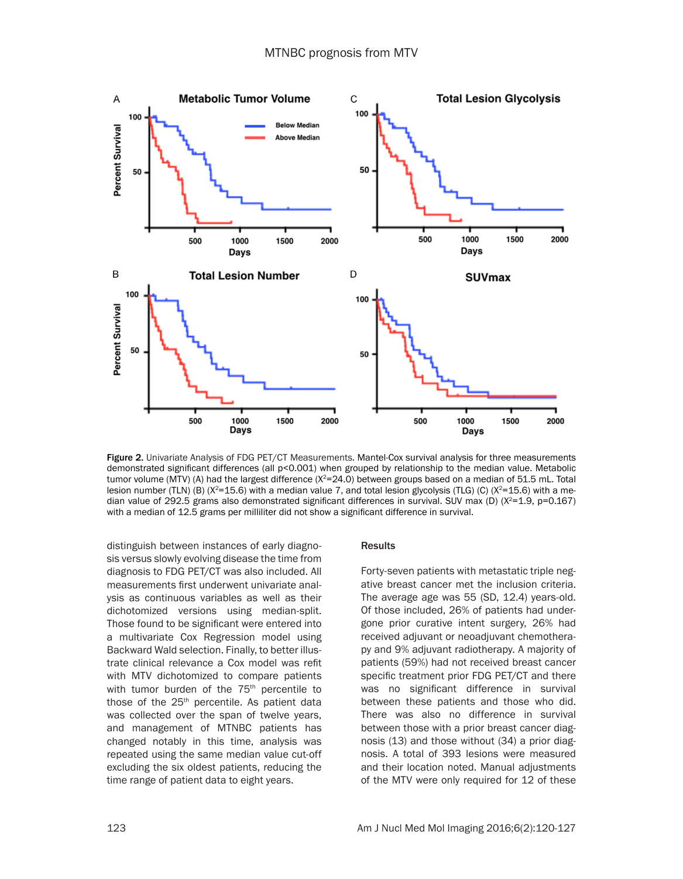**Figure 2.** Univariate Analysis of FDG PET/CT Measurements. Mantel-Cox survival analysis for three measurements demonstrated significant differences (all p<0.001) when grouped by relationship to the median value. Metabolic tumor volume (MTV) (A) had the largest difference ($X^2$=24.0) between groups based on a median of 51.5 mL. Total lesion number (TLN) (B) ($X^2$=15.6) with a median value 7, and total lesion glycolysis (TLG) (C) ($X^2$=15.6) with a median value of 292.5 grams also demonstrated significant differences in survival. SUV max (D) ($X^2$=1.9, p=0.167) with a median of 12.5 grams per milliliter did not show a significant difference in survival.

distinguish between instances of early diagnosis versus slowly evolving disease the time from diagnosis to FDG PET/CT was also included. All measurements first underwent univariate analysis as continuous variables as well as their dichotomized versions using median-split. Those found to be significant were entered into a multivariate Cox Regression model using Backward Wald selection. Finally, to better illustrate clinical relevance a Cox model was refit with MTV dichotomized to compare patients with tumor burden of the 75th percentile to those of the 25th percentile. As patient data was collected over the span of twelve years, and management of MTNBC patients has changed notably in this time, analysis was repeated using the same median value cut-off excluding the six oldest patients, reducing the time range of patient data to eight years.

## Results

Forty-seven patients with metastatic triple negative breast cancer met the inclusion criteria. The average age was 55 (SD, 12.4) years-old. Of those included, 26% of patients had undergone prior curative intent surgery, 26% had received adjuvant or neoadjuvant chemotherapy and 9% adjuvant radiotherapy. A majority of patients (59%) had not received breast cancer specific treatment prior FDG PET/CT and there was no significant difference in survival between these patients and those who did. There was also no difference in survival between those with a prior breast cancer diagnosis (13) and those without (34) a prior diagnosis. A total of 393 lesions were measured and their location noted. Manual adjustments of the MTV were only required for 12 of these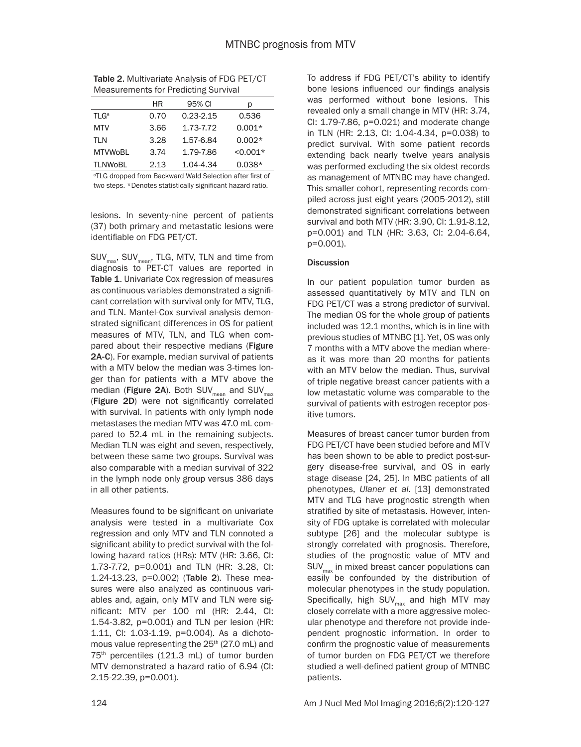Table 2. Multivariate Analysis of FDG PET/CT Measurements for Predicting Survival

| | HR | 95% CI | p |
|---|---|---|---|
| TLG[a] | 0.70 | 0.23-2.15 | 0.536 |
| MTV | 3.66 | 1.73-7.72 | 0.001* |
| TLN | 3.28 | 1.57-6.84 | 0.002* |
| MTVWoBL | 3.74 | 1.79-7.86 | <0.001* |
| TLNWoBL | 2.13 | 1.04-4.34 | 0.038* |

[a]TLG dropped from Backward Wald Selection after first of two steps. *Denotes statistically significant hazard ratio.

lesions. In seventy-nine percent of patients (37) both primary and metastatic lesions were identifiable on FDG PET/CT.

$SUV_{max}$, $SUV_{mean}$, TLG, MTV, TLN and time from diagnosis to PET-CT values are reported in **Table 1**. Univariate Cox regression of measures as continuous variables demonstrated a significant correlation with survival only for MTV, TLG, and TLN. Mantel-Cox survival analysis demonstrated significant differences in OS for patient measures of MTV, TLN, and TLG when compared about their respective medians (**Figure 2A-C**). For example, median survival of patients with a MTV below the median was 3-times longer than for patients with a MTV above the median (**Figure 2A**). Both $SUV_{mean}$ and $SUV_{max}$ (**Figure 2D**) were not significantly correlated with survival. In patients with only lymph node metastases the median MTV was 47.0 mL compared to 52.4 mL in the remaining subjects. Median TLN was eight and seven, respectively, between these same two groups. Survival was also comparable with a median survival of 322 in the lymph node only group versus 386 days in all other patients.

Measures found to be significant on univariate analysis were tested in a multivariate Cox regression and only MTV and TLN connoted a significant ability to predict survival with the following hazard ratios (HRs): MTV (HR: 3.66, CI: 1.73-7.72, p=0.001) and TLN (HR: 3.28, CI: 1.24-13.23, p=0.002) (**Table 2**). These measures were also analyzed as continuous variables and, again, only MTV and TLN were significant: MTV per 100 ml (HR: 2.44, CI: 1.54-3.82, p=0.001) and TLN per lesion (HR: 1.11, CI: 1.03-1.19, p=0.004). As a dichotomous value representing the 25th (27.0 mL) and 75th percentiles (121.3 mL) of tumor burden MTV demonstrated a hazard ratio of 6.94 (CI: 2.15-22.39, p=0.001).

To address if FDG PET/CT's ability to identify bone lesions influenced our findings analysis was performed without bone lesions. This revealed only a small change in MTV (HR: 3.74, CI: 1.79-7.86, p=0.021) and moderate change in TLN (HR: 2.13, CI: 1.04-4.34, p=0.038) to predict survival. With some patient records extending back nearly twelve years analysis was performed excluding the six oldest records as management of MTNBC may have changed. This smaller cohort, representing records compiled across just eight years (2005-2012), still demonstrated significant correlations between survival and both MTV (HR: 3.90, CI: 1.91-8.12, p=0.001) and TLN (HR: 3.63, CI: 2.04-6.64, p=0.001).

## Discussion

In our patient population tumor burden as assessed quantitatively by MTV and TLN on FDG PET/CT was a strong predictor of survival. The median OS for the whole group of patients included was 12.1 months, which is in line with previous studies of MTNBC [1]. Yet, OS was only 7 months with a MTV above the median whereas it was more than 20 months for patients with an MTV below the median. Thus, survival of triple negative breast cancer patients with a low metastatic volume was comparable to the survival of patients with estrogen receptor positive tumors.

Measures of breast cancer tumor burden from FDG PET/CT have been studied before and MTV has been shown to be able to predict post-surgery disease-free survival, and OS in early stage disease [24, 25]. In MBC patients of all phenotypes, *Ulaner et al*. [13] demonstrated MTV and TLG have prognostic strength when stratified by site of metastasis. However, intensity of FDG uptake is correlated with molecular subtype [26] and the molecular subtype is strongly correlated with prognosis. Therefore, studies of the prognostic value of MTV and $SUV_{max}$ in mixed breast cancer populations can easily be confounded by the distribution of molecular phenotypes in the study population. Specifically, high $SUV_{max}$ and high MTV may closely correlate with a more aggressive molecular phenotype and therefore not provide independent prognostic information. In order to confirm the prognostic value of measurements of tumor burden on FDG PET/CT we therefore studied a well-defined patient group of MTNBC patients.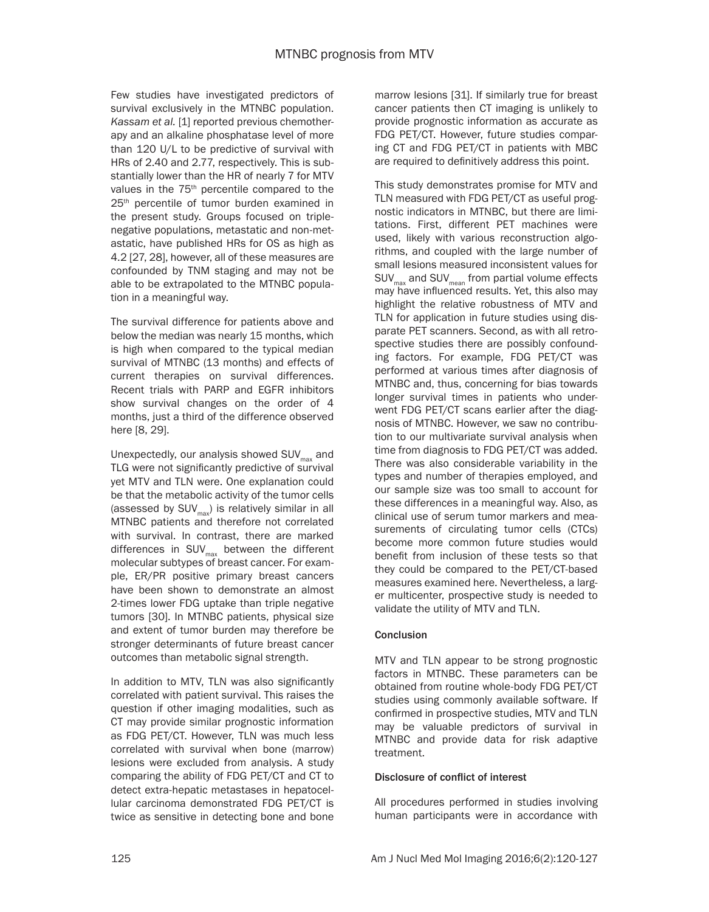Few studies have investigated predictors of survival exclusively in the MTNBC population. *Kassam et al.* [1] reported previous chemotherapy and an alkaline phosphatase level of more than 120 U/L to be predictive of survival with HRs of 2.40 and 2.77, respectively. This is substantially lower than the HR of nearly 7 for MTV values in the 75[th] percentile compared to the 25[th] percentile of tumor burden examined in the present study. Groups focused on triple-negative populations, metastatic and non-metastatic, have published HRs for OS as high as 4.2 [27, 28], however, all of these measures are confounded by TNM staging and may not be able to be extrapolated to the MTNBC population in a meaningful way.

The survival difference for patients above and below the median was nearly 15 months, which is high when compared to the typical median survival of MTNBC (13 months) and effects of current therapies on survival differences. Recent trials with PARP and EGFR inhibitors show survival changes on the order of 4 months, just a third of the difference observed here [8, 29].

Unexpectedly, our analysis showed $SUV_{max}$ and TLG were not significantly predictive of survival yet MTV and TLN were. One explanation could be that the metabolic activity of the tumor cells (assessed by $SUV_{max}$) is relatively similar in all MTNBC patients and therefore not correlated with survival. In contrast, there are marked differences in $SUV_{max}$ between the different molecular subtypes of breast cancer. For example, ER/PR positive primary breast cancers have been shown to demonstrate an almost 2-times lower FDG uptake than triple negative tumors [30]. In MTNBC patients, physical size and extent of tumor burden may therefore be stronger determinants of future breast cancer outcomes than metabolic signal strength.

In addition to MTV, TLN was also significantly correlated with patient survival. This raises the question if other imaging modalities, such as CT may provide similar prognostic information as FDG PET/CT. However, TLN was much less correlated with survival when bone (marrow) lesions were excluded from analysis. A study comparing the ability of FDG PET/CT and CT to detect extra-hepatic metastases in hepatocellular carcinoma demonstrated FDG PET/CT is twice as sensitive in detecting bone and bone marrow lesions [31]. If similarly true for breast cancer patients then CT imaging is unlikely to provide prognostic information as accurate as FDG PET/CT. However, future studies comparing CT and FDG PET/CT in patients with MBC are required to definitively address this point.

This study demonstrates promise for MTV and TLN measured with FDG PET/CT as useful prognostic indicators in MTNBC, but there are limitations. First, different PET machines were used, likely with various reconstruction algorithms, and coupled with the large number of small lesions measured inconsistent values for $SUV_{max}$ and $SUV_{mean}$ from partial volume effects may have influenced results. Yet, this also may highlight the relative robustness of MTV and TLN for application in future studies using disparate PET scanners. Second, as with all retrospective studies there are possibly confounding factors. For example, FDG PET/CT was performed at various times after diagnosis of MTNBC and, thus, concerning for bias towards longer survival times in patients who underwent FDG PET/CT scans earlier after the diagnosis of MTNBC. However, we saw no contribution to our multivariate survival analysis when time from diagnosis to FDG PET/CT was added. There was also considerable variability in the types and number of therapies employed, and our sample size was too small to account for these differences in a meaningful way. Also, as clinical use of serum tumor markers and measurements of circulating tumor cells (CTCs) become more common future studies would benefit from inclusion of these tests so that they could be compared to the PET/CT-based measures examined here. Nevertheless, a larger multicenter, prospective study is needed to validate the utility of MTV and TLN.

## Conclusion

MTV and TLN appear to be strong prognostic factors in MTNBC. These parameters can be obtained from routine whole-body FDG PET/CT studies using commonly available software. If confirmed in prospective studies, MTV and TLN may be valuable predictors of survival in MTNBC and provide data for risk adaptive treatment.

## Disclosure of conflict of interest

All procedures performed in studies involving human participants were in accordance with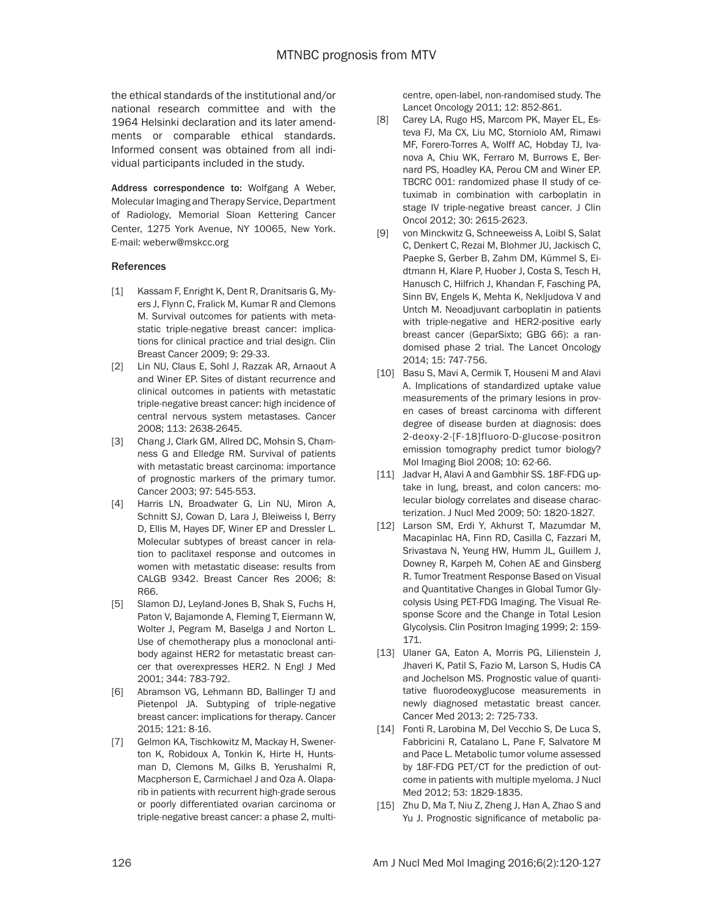the ethical standards of the institutional and/or national research committee and with the 1964 Helsinki declaration and its later amendments or comparable ethical standards. Informed consent was obtained from all individual participants included in the study.

**Address correspondence to:** Wolfgang A Weber, Molecular Imaging and Therapy Service, Department of Radiology, Memorial Sloan Kettering Cancer Center, 1275 York Avenue, NY 10065, New York. E-mail: weberw@mskcc.org

## References

[1] Kassam F, Enright K, Dent R, Dranitsaris G, Myers J, Flynn C, Fralick M, Kumar R and Clemons M. Survival outcomes for patients with metastatic triple-negative breast cancer: implications for clinical practice and trial design. Clin Breast Cancer 2009; 9: 29-33.

[2] Lin NU, Claus E, Sohl J, Razzak AR, Arnaout A and Winer EP. Sites of distant recurrence and clinical outcomes in patients with metastatic triple-negative breast cancer: high incidence of central nervous system metastases. Cancer 2008; 113: 2638-2645.

[3] Chang J, Clark GM, Allred DC, Mohsin S, Chamness G and Elledge RM. Survival of patients with metastatic breast carcinoma: importance of prognostic markers of the primary tumor. Cancer 2003; 97: 545-553.

[4] Harris LN, Broadwater G, Lin NU, Miron A, Schnitt SJ, Cowan D, Lara J, Bleiweiss I, Berry D, Ellis M, Hayes DF, Winer EP and Dressler L. Molecular subtypes of breast cancer in relation to paclitaxel response and outcomes in women with metastatic disease: results from CALGB 9342. Breast Cancer Res 2006; 8: R66.

[5] Slamon DJ, Leyland-Jones B, Shak S, Fuchs H, Paton V, Bajamonde A, Fleming T, Eiermann W, Wolter J, Pegram M, Baselga J and Norton L. Use of chemotherapy plus a monoclonal antibody against HER2 for metastatic breast cancer that overexpresses HER2. N Engl J Med 2001; 344: 783-792.

[6] Abramson VG, Lehmann BD, Ballinger TJ and Pietenpol JA. Subtyping of triple-negative breast cancer: implications for therapy. Cancer 2015; 121: 8-16.

[7] Gelmon KA, Tischkowitz M, Mackay H, Swenerton K, Robidoux A, Tonkin K, Hirte H, Huntsman D, Clemons M, Gilks B, Yerushalmi R, Macpherson E, Carmichael J and Oza A. Olaparib in patients with recurrent high-grade serous or poorly differentiated ovarian carcinoma or triple-negative breast cancer: a phase 2, multicentre, open-label, non-randomised study. The Lancet Oncology 2011; 12: 852-861.

[8] Carey LA, Rugo HS, Marcom PK, Mayer EL, Esteva FJ, Ma CX, Liu MC, Storniolo AM, Rimawi MF, Forero-Torres A, Wolff AC, Hobday TJ, Ivanova A, Chiu WK, Ferraro M, Burrows E, Bernard PS, Hoadley KA, Perou CM and Winer EP. TBCRC 001: randomized phase II study of cetuximab in combination with carboplatin in stage IV triple-negative breast cancer. J Clin Oncol 2012; 30: 2615-2623.

[9] von Minckwitz G, Schneeweiss A, Loibl S, Salat C, Denkert C, Rezai M, Blohmer JU, Jackisch C, Paepke S, Gerber B, Zahm DM, Kümmel S, Eidtmann H, Klare P, Huober J, Costa S, Tesch H, Hanusch C, Hilfrich J, Khandan F, Fasching PA, Sinn BV, Engels K, Mehta K, Nekljudova V and Untch M. Neoadjuvant carboplatin in patients with triple-negative and HER2-positive early breast cancer (GeparSixto; GBG 66): a randomised phase 2 trial. The Lancet Oncology 2014; 15: 747-756.

[10] Basu S, Mavi A, Cermik T, Houseni M and Alavi A. Implications of standardized uptake value measurements of the primary lesions in proven cases of breast carcinoma with different degree of disease burden at diagnosis: does 2-deoxy-2-[F-18]fluoro-D-glucose-positron emission tomography predict tumor biology? Mol Imaging Biol 2008; 10: 62-66.

[11] Jadvar H, Alavi A and Gambhir SS. 18F-FDG uptake in lung, breast, and colon cancers: molecular biology correlates and disease characterization. J Nucl Med 2009; 50: 1820-1827.

[12] Larson SM, Erdi Y, Akhurst T, Mazumdar M, Macapinlac HA, Finn RD, Casilla C, Fazzari M, Srivastava N, Yeung HW, Humm JL, Guillem J, Downey R, Karpeh M, Cohen AE and Ginsberg R. Tumor Treatment Response Based on Visual and Quantitative Changes in Global Tumor Glycolysis Using PET-FDG Imaging. The Visual Response Score and the Change in Total Lesion Glycolysis. Clin Positron Imaging 1999; 2: 159-171.

[13] Ulaner GA, Eaton A, Morris PG, Lilienstein J, Jhaveri K, Patil S, Fazio M, Larson S, Hudis CA and Jochelson MS. Prognostic value of quantitative fluorodeoxyglucose measurements in newly diagnosed metastatic breast cancer. Cancer Med 2013; 2: 725-733.

[14] Fonti R, Larobina M, Del Vecchio S, De Luca S, Fabbricini R, Catalano L, Pane F, Salvatore M and Pace L. Metabolic tumor volume assessed by 18F-FDG PET/CT for the prediction of outcome in patients with multiple myeloma. J Nucl Med 2012; 53: 1829-1835.

[15] Zhu D, Ma T, Niu Z, Zheng J, Han A, Zhao S and Yu J. Prognostic significance of metabolic pa-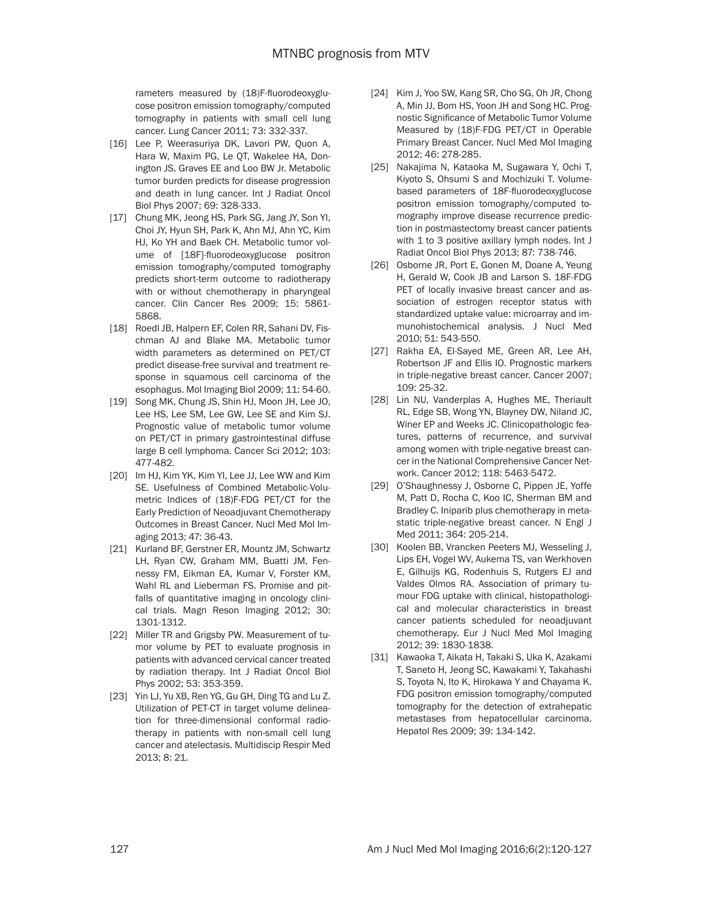rameters measured by (18)F-fluorodeoxyglucose positron emission tomography/computed tomography in patients with small cell lung cancer. Lung Cancer 2011; 73: 332-337.

[16] Lee P, Weerasuriya DK, Lavori PW, Quon A, Hara W, Maxim PG, Le QT, Wakelee HA, Donington JS, Graves EE and Loo BW Jr. Metabolic tumor burden predicts for disease progression and death in lung cancer. Int J Radiat Oncol Biol Phys 2007; 69: 328-333.

[17] Chung MK, Jeong HS, Park SG, Jang JY, Son YI, Choi JY, Hyun SH, Park K, Ahn MJ, Ahn YC, Kim HJ, Ko YH and Baek CH. Metabolic tumor volume of [18F]-fluorodeoxyglucose positron emission tomography/computed tomography predicts short-term outcome to radiotherapy with or without chemotherapy in pharyngeal cancer. Clin Cancer Res 2009; 15: 5861-5868.

[18] Roedl JB, Halpern EF, Colen RR, Sahani DV, Fischman AJ and Blake MA. Metabolic tumor width parameters as determined on PET/CT predict disease-free survival and treatment response in squamous cell carcinoma of the esophagus. Mol Imaging Biol 2009; 11: 54-60.

[19] Song MK, Chung JS, Shin HJ, Moon JH, Lee JO, Lee HS, Lee SM, Lee GW, Lee SE and Kim SJ. Prognostic value of metabolic tumor volume on PET/CT in primary gastrointestinal diffuse large B cell lymphoma. Cancer Sci 2012; 103: 477-482.

[20] Im HJ, Kim YK, Kim YI, Lee JJ, Lee WW and Kim SE. Usefulness of Combined Metabolic-Volumetric Indices of (18)F-FDG PET/CT for the Early Prediction of Neoadjuvant Chemotherapy Outcomes in Breast Cancer. Nucl Med Mol Imaging 2013; 47: 36-43.

[21] Kurland BF, Gerstner ER, Mountz JM, Schwartz LH, Ryan CW, Graham MM, Buatti JM, Fennessy FM, Eikman EA, Kumar V, Forster KM, Wahl RL and Lieberman FS. Promise and pitfalls of quantitative imaging in oncology clinical trials. Magn Reson Imaging 2012; 30: 1301-1312.

[22] Miller TR and Grigsby PW. Measurement of tumor volume by PET to evaluate prognosis in patients with advanced cervical cancer treated by radiation therapy. Int J Radiat Oncol Biol Phys 2002; 53: 353-359.

[23] Yin LJ, Yu XB, Ren YG, Gu GH, Ding TG and Lu Z. Utilization of PET-CT in target volume delineation for three-dimensional conformal radiotherapy in patients with non-small cell lung cancer and atelectasis. Multidiscip Respir Med 2013; 8: 21.

[24] Kim J, Yoo SW, Kang SR, Cho SG, Oh JR, Chong A, Min JJ, Bom HS, Yoon JH and Song HC. Prognostic Significance of Metabolic Tumor Volume Measured by (18)F-FDG PET/CT in Operable Primary Breast Cancer. Nucl Med Mol Imaging 2012; 46: 278-285.

[25] Nakajima N, Kataoka M, Sugawara Y, Ochi T, Kiyoto S, Ohsumi S and Mochizuki T. Volume-based parameters of 18F-fluorodeoxyglucose positron emission tomography/computed tomography improve disease recurrence prediction in postmastectomy breast cancer patients with 1 to 3 positive axillary lymph nodes. Int J Radiat Oncol Biol Phys 2013; 87: 738-746.

[26] Osborne JR, Port E, Gonen M, Doane A, Yeung H, Gerald W, Cook JB and Larson S. 18F-FDG PET of locally invasive breast cancer and association of estrogen receptor status with standardized uptake value: microarray and immunohistochemical analysis. J Nucl Med 2010; 51: 543-550.

[27] Rakha EA, El-Sayed ME, Green AR, Lee AH, Robertson JF and Ellis IO. Prognostic markers in triple-negative breast cancer. Cancer 2007; 109: 25-32.

[28] Lin NU, Vanderplas A, Hughes ME, Theriault RL, Edge SB, Wong YN, Blayney DW, Niland JC, Winer EP and Weeks JC. Clinicopathologic features, patterns of recurrence, and survival among women with triple-negative breast cancer in the National Comprehensive Cancer Network. Cancer 2012; 118: 5463-5472.

[29] O'Shaughnessy J, Osborne C, Pippen JE, Yoffe M, Patt D, Rocha C, Koo IC, Sherman BM and Bradley C. Iniparib plus chemotherapy in metastatic triple-negative breast cancer. N Engl J Med 2011; 364: 205-214.

[30] Koolen BB, Vrancken Peeters MJ, Wesseling J, Lips EH, Vogel WV, Aukema TS, van Werkhoven E, Gilhuijs KG, Rodenhuis S, Rutgers EJ and Valdes Olmos RA. Association of primary tumour FDG uptake with clinical, histopathological and molecular characteristics in breast cancer patients scheduled for neoadjuvant chemotherapy. Eur J Nucl Med Mol Imaging 2012; 39: 1830-1838.

[31] Kawaoka T, Aikata H, Takaki S, Uka K, Azakami T, Saneto H, Jeong SC, Kawakami Y, Takahashi S, Toyota N, Ito K, Hirokawa Y and Chayama K. FDG positron emission tomography/computed tomography for the detection of extrahepatic metastases from hepatocellular carcinoma. Hepatol Res 2009; 39: 134-142.